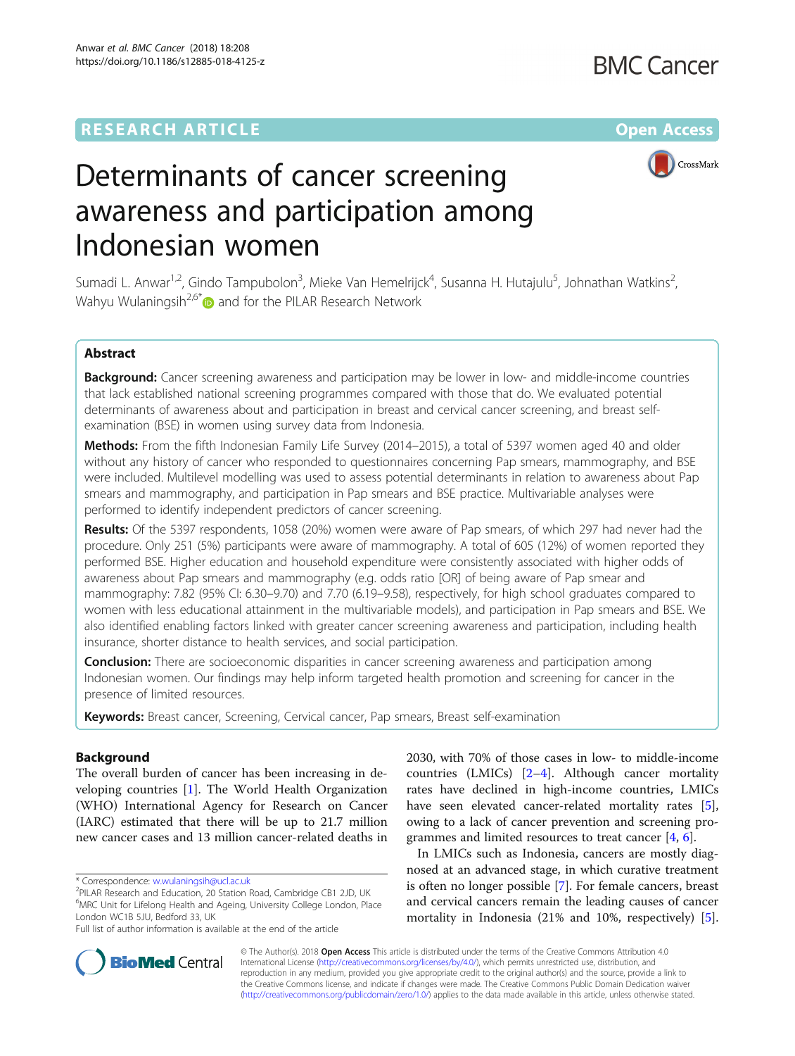RESEARCH ARTICLE

Open Access

# Determinants of cancer screening awareness and participation among Indonesian women

Sumadi L. Anwar[1,2], Gindo Tampubolon[3], Mieke Van Hemelrijck[4], Susanna H. Hutajulu[5], Johnathan Watkins[2], Wahyu Wulaningsih[2,6*] and for the PILAR Research Network

## Abstract

**Background:** Cancer screening awareness and participation may be lower in low- and middle-income countries that lack established national screening programmes compared with those that do. We evaluated potential determinants of awareness about and participation in breast and cervical cancer screening, and breast self-examination (BSE) in women using survey data from Indonesia.

**Methods:** From the fifth Indonesian Family Life Survey (2014–2015), a total of 5397 women aged 40 and older without any history of cancer who responded to questionnaires concerning Pap smears, mammography, and BSE were included. Multilevel modelling was used to assess potential determinants in relation to awareness about Pap smears and mammography, and participation in Pap smears and BSE practice. Multivariable analyses were performed to identify independent predictors of cancer screening.

**Results:** Of the 5397 respondents, 1058 (20%) women were aware of Pap smears, of which 297 had never had the procedure. Only 251 (5%) participants were aware of mammography. A total of 605 (12%) of women reported they performed BSE. Higher education and household expenditure were consistently associated with higher odds of awareness about Pap smears and mammography (e.g. odds ratio [OR] of being aware of Pap smear and mammography: 7.82 (95% CI: 6.30–9.70) and 7.70 (6.19–9.58), respectively, for high school graduates compared to women with less educational attainment in the multivariable models), and participation in Pap smears and BSE. We also identified enabling factors linked with greater cancer screening awareness and participation, including health insurance, shorter distance to health services, and social participation.

**Conclusion:** There are socioeconomic disparities in cancer screening awareness and participation among Indonesian women. Our findings may help inform targeted health promotion and screening for cancer in the presence of limited resources.

**Keywords:** Breast cancer, Screening, Cervical cancer, Pap smears, Breast self-examination

## Background

The overall burden of cancer has been increasing in developing countries [1]. The World Health Organization (WHO) International Agency for Research on Cancer (IARC) estimated that there will be up to 21.7 million new cancer cases and 13 million cancer-related deaths in 2030, with 70% of those cases in low- to middle-income countries (LMICs) [2–4]. Although cancer mortality rates have declined in high-income countries, LMICs have seen elevated cancer-related mortality rates [5], owing to a lack of cancer prevention and screening programmes and limited resources to treat cancer [4, 6].

In LMICs such as Indonesia, cancers are mostly diagnosed at an advanced stage, in which curative treatment is often no longer possible [7]. For female cancers, breast and cervical cancers remain the leading causes of cancer mortality in Indonesia (21% and 10%, respectively) [5].

* Correspondence: w.wulaningsih@ucl.ac.uk
[2]PILAR Research and Education, 20 Station Road, Cambridge CB1 2JD, UK
[6]MRC Unit for Lifelong Health and Ageing, University College London, Place London WC1B 5JU, Bedford 33, UK
Full list of author information is available at the end of the article

© The Author(s). 2018 **Open Access** This article is distributed under the terms of the Creative Commons Attribution 4.0 International License (http://creativecommons.org/licenses/by/4.0/), which permits unrestricted use, distribution, and reproduction in any medium, provided you give appropriate credit to the original author(s) and the source, provide a link to the Creative Commons license, and indicate if changes were made. The Creative Commons Public Domain Dedication waiver (http://creativecommons.org/publicdomain/zero/1.0/) applies to the data made available in this article, unless otherwise stated.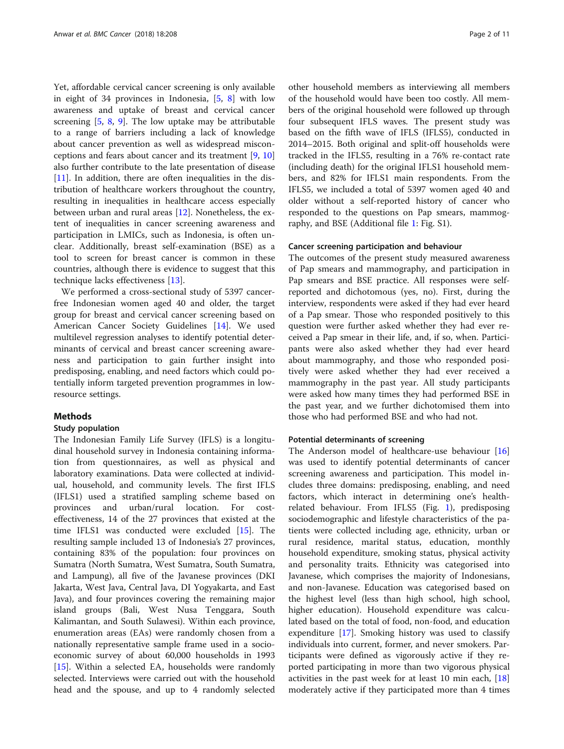Yet, affordable cervical cancer screening is only available in eight of 34 provinces in Indonesia, [5, 8] with low awareness and uptake of breast and cervical cancer screening [5, 8, 9]. The low uptake may be attributable to a range of barriers including a lack of knowledge about cancer prevention as well as widespread misconceptions and fears about cancer and its treatment [9, 10] also further contribute to the late presentation of disease [11]. In addition, there are often inequalities in the distribution of healthcare workers throughout the country, resulting in inequalities in healthcare access especially between urban and rural areas [12]. Nonetheless, the extent of inequalities in cancer screening awareness and participation in LMICs, such as Indonesia, is often unclear. Additionally, breast self-examination (BSE) as a tool to screen for breast cancer is common in these countries, although there is evidence to suggest that this technique lacks effectiveness [13].

We performed a cross-sectional study of 5397 cancer-free Indonesian women aged 40 and older, the target group for breast and cervical cancer screening based on American Cancer Society Guidelines [14]. We used multilevel regression analyses to identify potential determinants of cervical and breast cancer screening awareness and participation to gain further insight into predisposing, enabling, and need factors which could potentially inform targeted prevention programmes in low-resource settings.

## Methods

### Study population

The Indonesian Family Life Survey (IFLS) is a longitudinal household survey in Indonesia containing information from questionnaires, as well as physical and laboratory examinations. Data were collected at individual, household, and community levels. The first IFLS (IFLS1) used a stratified sampling scheme based on provinces and urban/rural location. For cost-effectiveness, 14 of the 27 provinces that existed at the time IFLS1 was conducted were excluded [15]. The resulting sample included 13 of Indonesia's 27 provinces, containing 83% of the population: four provinces on Sumatra (North Sumatra, West Sumatra, South Sumatra, and Lampung), all five of the Javanese provinces (DKI Jakarta, West Java, Central Java, DI Yogyakarta, and East Java), and four provinces covering the remaining major island groups (Bali, West Nusa Tenggara, South Kalimantan, and South Sulawesi). Within each province, enumeration areas (EAs) were randomly chosen from a nationally representative sample frame used in a socioeconomic survey of about 60,000 households in 1993 [15]. Within a selected EA, households were randomly selected. Interviews were carried out with the household head and the spouse, and up to 4 randomly selected other household members as interviewing all members of the household would have been too costly. All members of the original household were followed up through four subsequent IFLS waves. The present study was based on the fifth wave of IFLS (IFLS5), conducted in 2014–2015. Both original and split-off households were tracked in the IFLS5, resulting in a 76% re-contact rate (including death) for the original IFLS1 household members, and 82% for IFLS1 main respondents. From the IFLS5, we included a total of 5397 women aged 40 and older without a self-reported history of cancer who responded to the questions on Pap smears, mammography, and BSE (Additional file 1: Fig. S1).

### Cancer screening participation and behaviour

The outcomes of the present study measured awareness of Pap smears and mammography, and participation in Pap smears and BSE practice. All responses were self-reported and dichotomous (yes, no). First, during the interview, respondents were asked if they had ever heard of a Pap smear. Those who responded positively to this question were further asked whether they had ever received a Pap smear in their life, and, if so, when. Participants were also asked whether they had ever heard about mammography, and those who responded positively were asked whether they had ever received a mammography in the past year. All study participants were asked how many times they had performed BSE in the past year, and we further dichotomised them into those who had performed BSE and who had not.

### Potential determinants of screening

The Anderson model of healthcare-use behaviour [16] was used to identify potential determinants of cancer screening awareness and participation. This model includes three domains: predisposing, enabling, and need factors, which interact in determining one's health-related behaviour. From IFLS5 (Fig. 1), predisposing sociodemographic and lifestyle characteristics of the patients were collected including age, ethnicity, urban or rural residence, marital status, education, monthly household expenditure, smoking status, physical activity and personality traits. Ethnicity was categorised into Javanese, which comprises the majority of Indonesians, and non-Javanese. Education was categorised based on the highest level (less than high school, high school, higher education). Household expenditure was calculated based on the total of food, non-food, and education expenditure [17]. Smoking history was used to classify individuals into current, former, and never smokers. Participants were defined as vigorously active if they reported participating in more than two vigorous physical activities in the past week for at least 10 min each, [18] moderately active if they participated more than 4 times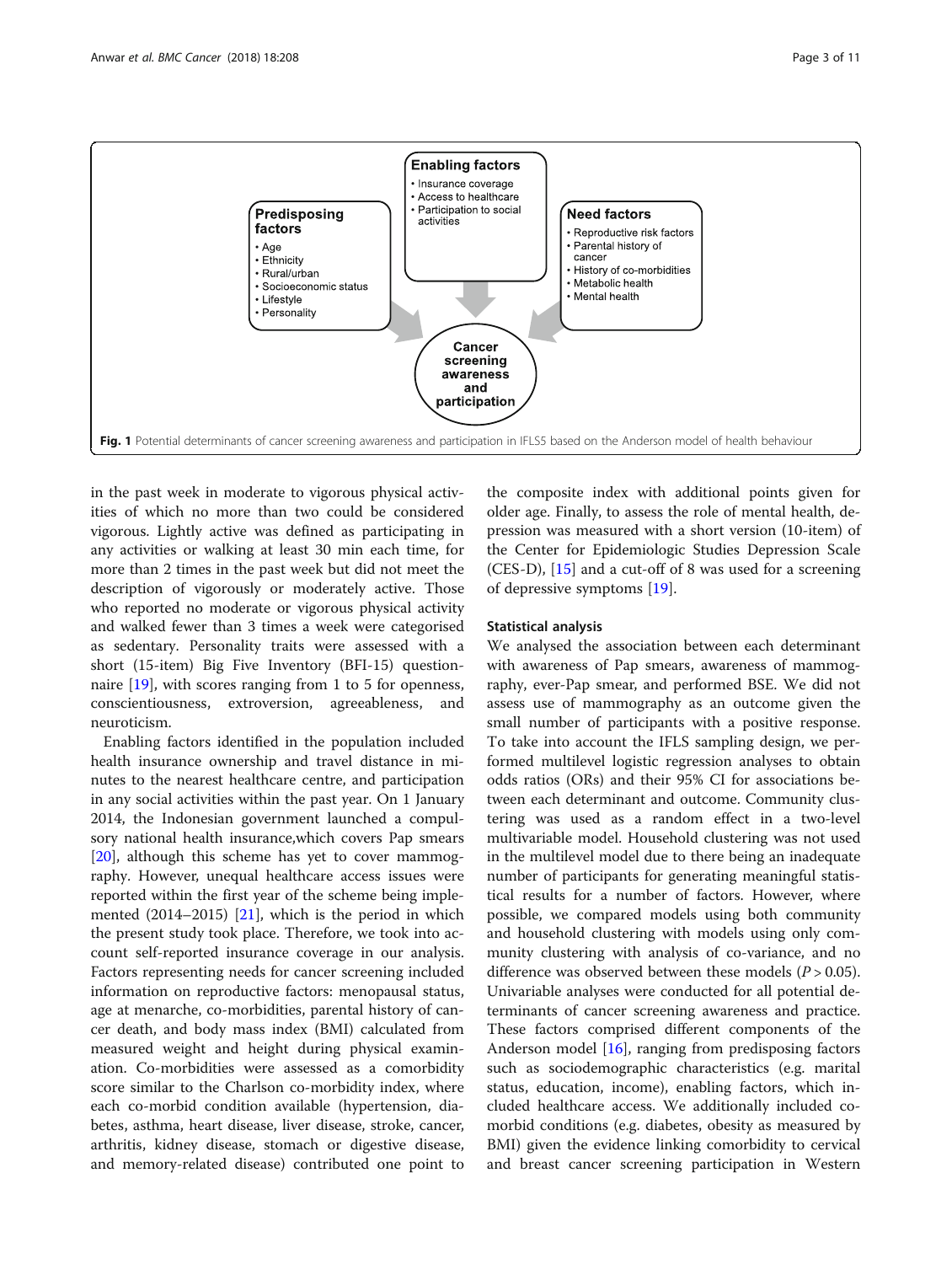**Predisposing factors**
- Age
- Ethnicity
- Rural/urban
- Socioeconomic status
- Lifestyle
- Personality

**Enabling factors**
- Insurance coverage
- Access to healthcare
- Participation to social activities

**Need factors**
- Reproductive risk factors
- Parental history of cancer
- History of co-morbidities
- Metabolic health
- Mental health

**Cancer screening awareness and participation**

**Fig. 1** Potential determinants of cancer screening awareness and participation in IFLS5 based on the Anderson model of health behaviour

in the past week in moderate to vigorous physical activities of which no more than two could be considered vigorous. Lightly active was defined as participating in any activities or walking at least 30 min each time, for more than 2 times in the past week but did not meet the description of vigorously or moderately active. Those who reported no moderate or vigorous physical activity and walked fewer than 3 times a week were categorised as sedentary. Personality traits were assessed with a short (15-item) Big Five Inventory (BFI-15) questionnaire [19], with scores ranging from 1 to 5 for openness, conscientiousness, extroversion, agreeableness, and neuroticism.

Enabling factors identified in the population included health insurance ownership and travel distance in minutes to the nearest healthcare centre, and participation in any social activities within the past year. On 1 January 2014, the Indonesian government launched a compulsory national health insurance,which covers Pap smears [20], although this scheme has yet to cover mammography. However, unequal healthcare access issues were reported within the first year of the scheme being implemented (2014–2015) [21], which is the period in which the present study took place. Therefore, we took into account self-reported insurance coverage in our analysis. Factors representing needs for cancer screening included information on reproductive factors: menopausal status, age at menarche, co-morbidities, parental history of cancer death, and body mass index (BMI) calculated from measured weight and height during physical examination. Co-morbidities were assessed as a comorbidity score similar to the Charlson co-morbidity index, where each co-morbid condition available (hypertension, diabetes, asthma, heart disease, liver disease, stroke, cancer, arthritis, kidney disease, stomach or digestive disease, and memory-related disease) contributed one point to the composite index with additional points given for older age. Finally, to assess the role of mental health, depression was measured with a short version (10-item) of the Center for Epidemiologic Studies Depression Scale (CES-D), [15] and a cut-off of 8 was used for a screening of depressive symptoms [19].

### Statistical analysis

We analysed the association between each determinant with awareness of Pap smears, awareness of mammography, ever-Pap smear, and performed BSE. We did not assess use of mammography as an outcome given the small number of participants with a positive response. To take into account the IFLS sampling design, we performed multilevel logistic regression analyses to obtain odds ratios (ORs) and their 95% CI for associations between each determinant and outcome. Community clustering was used as a random effect in a two-level multivariable model. Household clustering was not used in the multilevel model due to there being an inadequate number of participants for generating meaningful statistical results for a number of factors. However, where possible, we compared models using both community and household clustering with models using only community clustering with analysis of co-variance, and no difference was observed between these models ($P > 0.05$). Univariable analyses were conducted for all potential determinants of cancer screening awareness and practice. These factors comprised different components of the Anderson model [16], ranging from predisposing factors such as sociodemographic characteristics (e.g. marital status, education, income), enabling factors, which included healthcare access. We additionally included comorbid conditions (e.g. diabetes, obesity as measured by BMI) given the evidence linking comorbidity to cervical and breast cancer screening participation in Western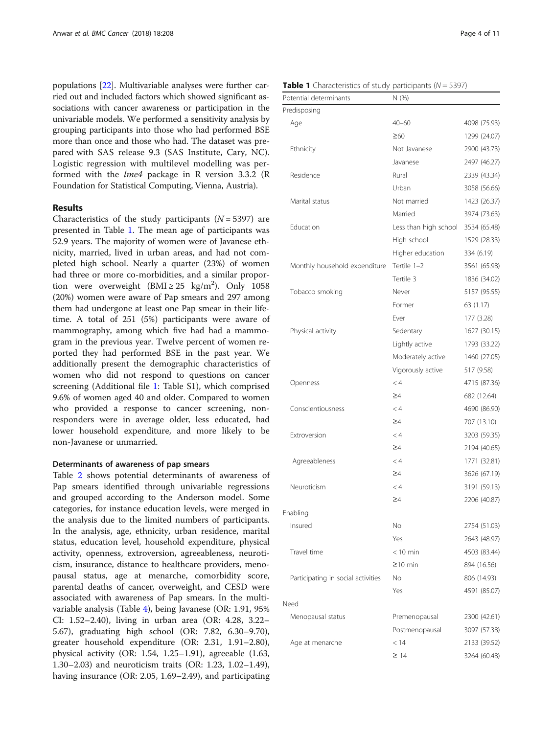populations [22]. Multivariable analyses were further carried out and included factors which showed significant associations with cancer awareness or participation in the univariable models. We performed a sensitivity analysis by grouping participants into those who had performed BSE more than once and those who had. The dataset was prepared with SAS release 9.3 (SAS Institute, Cary, NC). Logistic regression with multilevel modelling was performed with the *lme4* package in R version 3.3.2 (R Foundation for Statistical Computing, Vienna, Austria).

## Results

Characteristics of the study participants ($N = 5397$) are presented in Table 1. The mean age of participants was 52.9 years. The majority of women were of Javanese ethnicity, married, lived in urban areas, and had not completed high school. Nearly a quarter (23%) of women had three or more co-morbidities, and a similar proportion were overweight (BMI ≥ 25 kg/m$^2$). Only 1058 (20%) women were aware of Pap smears and 297 among them had undergone at least one Pap smear in their lifetime. A total of 251 (5%) participants were aware of mammography, among which five had had a mammogram in the previous year. Twelve percent of women reported they had performed BSE in the past year. We additionally present the demographic characteristics of women who did not respond to questions on cancer screening (Additional file 1: Table S1), which comprised 9.6% of women aged 40 and older. Compared to women who provided a response to cancer screening, non-responders were in average older, less educated, had lower household expenditure, and more likely to be non-Javanese or unmarried.

### Determinants of awareness of pap smears

Table 2 shows potential determinants of awareness of Pap smears identified through univariable regressions and grouped according to the Anderson model. Some categories, for instance education levels, were merged in the analysis due to the limited numbers of participants. In the analysis, age, ethnicity, urban residence, marital status, education level, household expenditure, physical activity, openness, extroversion, agreeableness, neuroticism, insurance, distance to healthcare providers, menopausal status, age at menarche, comorbidity score, parental deaths of cancer, overweight, and CESD were associated with awareness of Pap smears. In the multivariable analysis (Table 4), being Javanese (OR: 1.91, 95% CI: 1.52–2.40), living in urban area (OR: 4.28, 3.22–5.67), graduating high school (OR: 7.82, 6.30–9.70), greater household expenditure (OR: 2.31, 1.91–2.80), physical activity (OR: 1.54, 1.25–1.91), agreeable (1.63, 1.30–2.03) and neuroticism traits (OR: 1.23, 1.02–1.49), having insurance (OR: 2.05, 1.69–2.49), and participating

**Table 1** Characteristics of study participants ($N = 5397$)

| Potential determinants | N (%) | |
|---|---|---|
| Predisposing | | |
| Age | 40–60 | 4098 (75.93) |
| | ≥60 | 1299 (24.07) |
| Ethnicity | Not Javanese | 2900 (43.73) |
| | Javanese | 2497 (46.27) |
| Residence | Rural | 2339 (43.34) |
| | Urban | 3058 (56.66) |
| Marital status | Not married | 1423 (26.37) |
| | Married | 3974 (73.63) |
| Education | Less than high school | 3534 (65.48) |
| | High school | 1529 (28.33) |
| | Higher education | 334 (6.19) |
| Monthly household expenditure | Tertile 1–2 | 3561 (65.98) |
| | Tertile 3 | 1836 (34.02) |
| Tobacco smoking | Never | 5157 (95.55) |
| | Former | 63 (1.17) |
| | Ever | 177 (3.28) |
| Physical activity | Sedentary | 1627 (30.15) |
| | Lightly active | 1793 (33.22) |
| | Moderately active | 1460 (27.05) |
| | Vigorously active | 517 (9.58) |
| Openness | < 4 | 4715 (87.36) |
| | ≥4 | 682 (12.64) |
| Conscientiousness | < 4 | 4690 (86.90) |
| | ≥4 | 707 (13.10) |
| Extroversion | < 4 | 3203 (59.35) |
| | ≥4 | 2194 (40.65) |
| Agreeableness | < 4 | 1771 (32.81) |
| | ≥4 | 3626 (67.19) |
| Neuroticism | < 4 | 3191 (59.13) |
| | ≥4 | 2206 (40.87) |
| Enabling | | |
| Insured | No | 2754 (51.03) |
| | Yes | 2643 (48.97) |
| Travel time | < 10 min | 4503 (83.44) |
| | ≥10 min | 894 (16.56) |
| Participating in social activities | No | 806 (14.93) |
| | Yes | 4591 (85.07) |
| Need | | |
| Menopausal status | Premenopausal | 2300 (42.61) |
| | Postmenopausal | 3097 (57.38) |
| Age at menarche | < 14 | 2133 (39.52) |
| | ≥ 14 | 3264 (60.48) |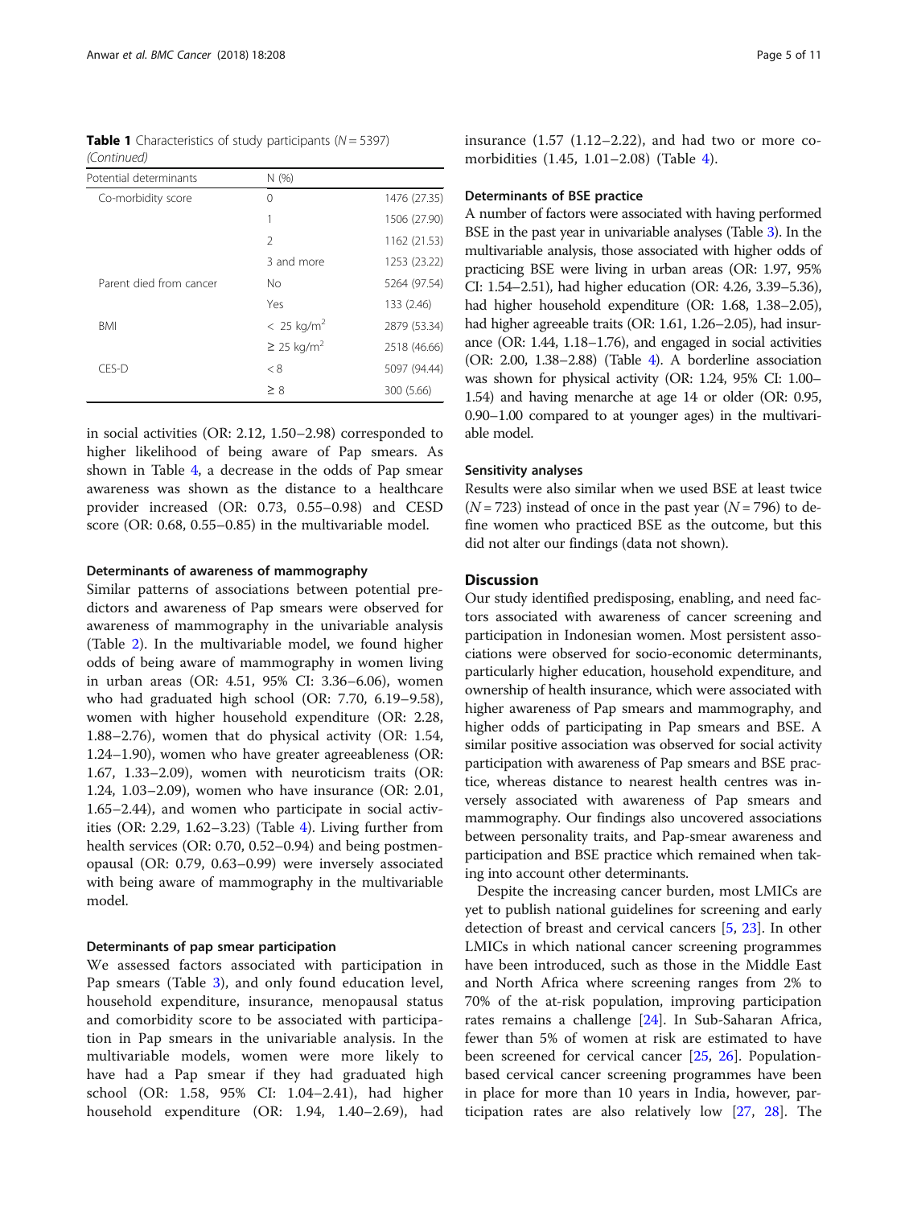**Table 1** Characteristics of study participants (*N* = 5397) *(Continued)*

| Potential determinants | N (%) | |
|---|---|---|
| Co-morbidity score | 0 | 1476 (27.35) |
| | 1 | 1506 (27.90) |
| | 2 | 1162 (21.53) |
| | 3 and more | 1253 (23.22) |
| Parent died from cancer | No | 5264 (97.54) |
| | Yes | 133 (2.46) |
| BMI | < 25 kg/m$^2$ | 2879 (53.34) |
| | ≥ 25 kg/m$^2$ | 2518 (46.66) |
| CES-D | < 8 | 5097 (94.44) |
| | ≥ 8 | 300 (5.66) |

in social activities (OR: 2.12, 1.50–2.98) corresponded to higher likelihood of being aware of Pap smears. As shown in Table 4, a decrease in the odds of Pap smear awareness was shown as the distance to a healthcare provider increased (OR: 0.73, 0.55–0.98) and CESD score (OR: 0.68, 0.55–0.85) in the multivariable model.

### Determinants of awareness of mammography

Similar patterns of associations between potential predictors and awareness of Pap smears were observed for awareness of mammography in the univariable analysis (Table 2). In the multivariable model, we found higher odds of being aware of mammography in women living in urban areas (OR: 4.51, 95% CI: 3.36–6.06), women who had graduated high school (OR: 7.70, 6.19–9.58), women with higher household expenditure (OR: 2.28, 1.88–2.76), women that do physical activity (OR: 1.54, 1.24–1.90), women who have greater agreeableness (OR: 1.67, 1.33–2.09), women with neuroticism traits (OR: 1.24, 1.03–2.09), women who have insurance (OR: 2.01, 1.65–2.44), and women who participate in social activities (OR: 2.29, 1.62–3.23) (Table 4). Living further from health services (OR: 0.70, 0.52–0.94) and being postmenopausal (OR: 0.79, 0.63–0.99) were inversely associated with being aware of mammography in the multivariable model.

### Determinants of pap smear participation

We assessed factors associated with participation in Pap smears (Table 3), and only found education level, household expenditure, insurance, menopausal status and comorbidity score to be associated with participation in Pap smears in the univariable analysis. In the multivariable models, women were more likely to have had a Pap smear if they had graduated high school (OR: 1.58, 95% CI: 1.04–2.41), had higher household expenditure (OR: 1.94, 1.40–2.69), had insurance (1.57 (1.12–2.22), and had two or more comorbidities (1.45, 1.01–2.08) (Table 4).

### Determinants of BSE practice

A number of factors were associated with having performed BSE in the past year in univariable analyses (Table 3). In the multivariable analysis, those associated with higher odds of practicing BSE were living in urban areas (OR: 1.97, 95% CI: 1.54–2.51), had higher education (OR: 4.26, 3.39–5.36), had higher household expenditure (OR: 1.68, 1.38–2.05), had higher agreeable traits (OR: 1.61, 1.26–2.05), had insurance (OR: 1.44, 1.18–1.76), and engaged in social activities (OR: 2.00, 1.38–2.88) (Table 4). A borderline association was shown for physical activity (OR: 1.24, 95% CI: 1.00–1.54) and having menarche at age 14 or older (OR: 0.95, 0.90–1.00 compared to at younger ages) in the multivariable model.

### Sensitivity analyses

Results were also similar when we used BSE at least twice (*N* = 723) instead of once in the past year (*N* = 796) to define women who practiced BSE as the outcome, but this did not alter our findings (data not shown).

## Discussion

Our study identified predisposing, enabling, and need factors associated with awareness of cancer screening and participation in Indonesian women. Most persistent associations were observed for socio-economic determinants, particularly higher education, household expenditure, and ownership of health insurance, which were associated with higher awareness of Pap smears and mammography, and higher odds of participating in Pap smears and BSE. A similar positive association was observed for social activity participation with awareness of Pap smears and BSE practice, whereas distance to nearest health centres was inversely associated with awareness of Pap smears and mammography. Our findings also uncovered associations between personality traits, and Pap-smear awareness and participation and BSE practice which remained when taking into account other determinants.

Despite the increasing cancer burden, most LMICs are yet to publish national guidelines for screening and early detection of breast and cervical cancers [5, 23]. In other LMICs in which national cancer screening programmes have been introduced, such as those in the Middle East and North Africa where screening ranges from 2% to 70% of the at-risk population, improving participation rates remains a challenge [24]. In Sub-Saharan Africa, fewer than 5% of women at risk are estimated to have been screened for cervical cancer [25, 26]. Population-based cervical cancer screening programmes have been in place for more than 10 years in India, however, participation rates are also relatively low [27, 28]. The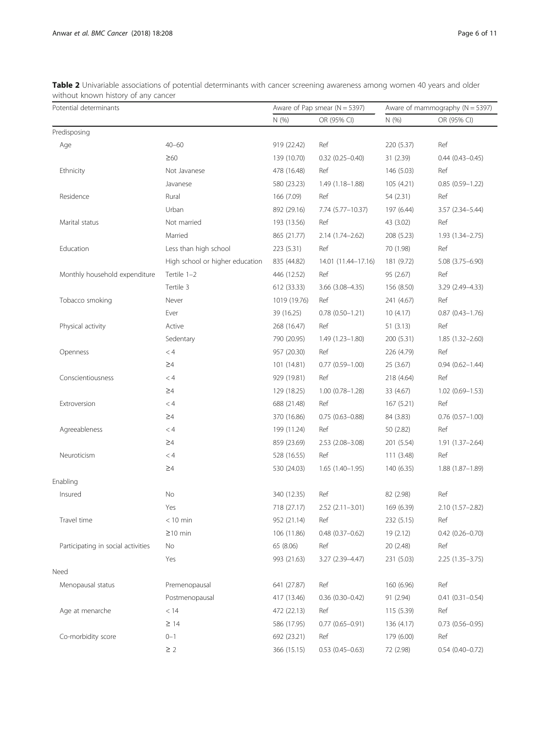**Table 2** Univariable associations of potential determinants with cancer screening awareness among women 40 years and older without known history of any cancer

| Potential determinants | | Aware of Pap smear (N = 5397) | | Aware of mammography (N = 5397) | |
|---|---|---|---|---|---|
| | | N (%) | OR (95% CI) | N (%) | OR (95% CI) |
| Predisposing | | | | | |
| Age | 40–60 | 919 (22.42) | Ref | 220 (5.37) | Ref |
| | ≥60 | 139 (10.70) | 0.32 (0.25–0.40) | 31 (2.39) | 0.44 (0.43–0.45) |
| Ethnicity | Not Javanese | 478 (16.48) | Ref | 146 (5.03) | Ref |
| | Javanese | 580 (23.23) | 1.49 (1.18–1.88) | 105 (4.21) | 0.85 (0.59–1.22) |
| Residence | Rural | 166 (7.09) | Ref | 54 (2.31) | Ref |
| | Urban | 892 (29.16) | 7.74 (5.77–10.37) | 197 (6.44) | 3.57 (2.34–5.44) |
| Marital status | Not married | 193 (13.56) | Ref | 43 (3.02) | Ref |
| | Married | 865 (21.77) | 2.14 (1.74–2.62) | 208 (5.23) | 1.93 (1.34–2.75) |
| Education | Less than high school | 223 (5.31) | Ref | 70 (1.98) | Ref |
| | High school or higher education | 835 (44.82) | 14.01 (11.44–17.16) | 181 (9.72) | 5.08 (3.75–6.90) |
| Monthly household expenditure | Tertile 1–2 | 446 (12.52) | Ref | 95 (2.67) | Ref |
| | Tertile 3 | 612 (33.33) | 3.66 (3.08–4.35) | 156 (8.50) | 3.29 (2.49–4.33) |
| Tobacco smoking | Never | 1019 (19.76) | Ref | 241 (4.67) | Ref |
| | Ever | 39 (16.25) | 0.78 (0.50–1.21) | 10 (4.17) | 0.87 (0.43–1.76) |
| Physical activity | Active | 268 (16.47) | Ref | 51 (3.13) | Ref |
| | Sedentary | 790 (20.95) | 1.49 (1.23–1.80) | 200 (5.31) | 1.85 (1.32–2.60) |
| Openness | < 4 | 957 (20.30) | Ref | 226 (4.79) | Ref |
| | ≥4 | 101 (14.81) | 0.77 (0.59–1.00) | 25 (3.67) | 0.94 (0.62–1.44) |
| Conscientiousness | < 4 | 929 (19.81) | Ref | 218 (4.64) | Ref |
| | ≥4 | 129 (18.25) | 1.00 (0.78–1.28) | 33 (4.67) | 1.02 (0.69–1.53) |
| Extroversion | < 4 | 688 (21.48) | Ref | 167 (5.21) | Ref |
| | ≥4 | 370 (16.86) | 0.75 (0.63–0.88) | 84 (3.83) | 0.76 (0.57–1.00) |
| Agreeableness | < 4 | 199 (11.24) | Ref | 50 (2.82) | Ref |
| | ≥4 | 859 (23.69) | 2.53 (2.08–3.08) | 201 (5.54) | 1.91 (1.37–2.64) |
| Neuroticism | < 4 | 528 (16.55) | Ref | 111 (3.48) | Ref |
| | ≥4 | 530 (24.03) | 1.65 (1.40–1.95) | 140 (6.35) | 1.88 (1.87–1.89) |
| Enabling | | | | | |
| Insured | No | 340 (12.35) | Ref | 82 (2.98) | Ref |
| | Yes | 718 (27.17) | 2.52 (2.11–3.01) | 169 (6.39) | 2.10 (1.57–2.82) |
| Travel time | < 10 min | 952 (21.14) | Ref | 232 (5.15) | Ref |
| | ≥10 min | 106 (11.86) | 0.48 (0.37–0.62) | 19 (2.12) | 0.42 (0.26–0.70) |
| Participating in social activities | No | 65 (8.06) | Ref | 20 (2.48) | Ref |
| | Yes | 993 (21.63) | 3.27 (2.39–4.47) | 231 (5.03) | 2.25 (1.35–3.75) |
| Need | | | | | |
| Menopausal status | Premenopausal | 641 (27.87) | Ref | 160 (6.96) | Ref |
| | Postmenopausal | 417 (13.46) | 0.36 (0.30–0.42) | 91 (2.94) | 0.41 (0.31–0.54) |
| Age at menarche | < 14 | 472 (22.13) | Ref | 115 (5.39) | Ref |
| | ≥ 14 | 586 (17.95) | 0.77 (0.65–0.91) | 136 (4.17) | 0.73 (0.56–0.95) |
| Co-morbidity score | 0–1 | 692 (23.21) | Ref | 179 (6.00) | Ref |
| | ≥ 2 | 366 (15.15) | 0.53 (0.45–0.63) | 72 (2.98) | 0.54 (0.40–0.72) |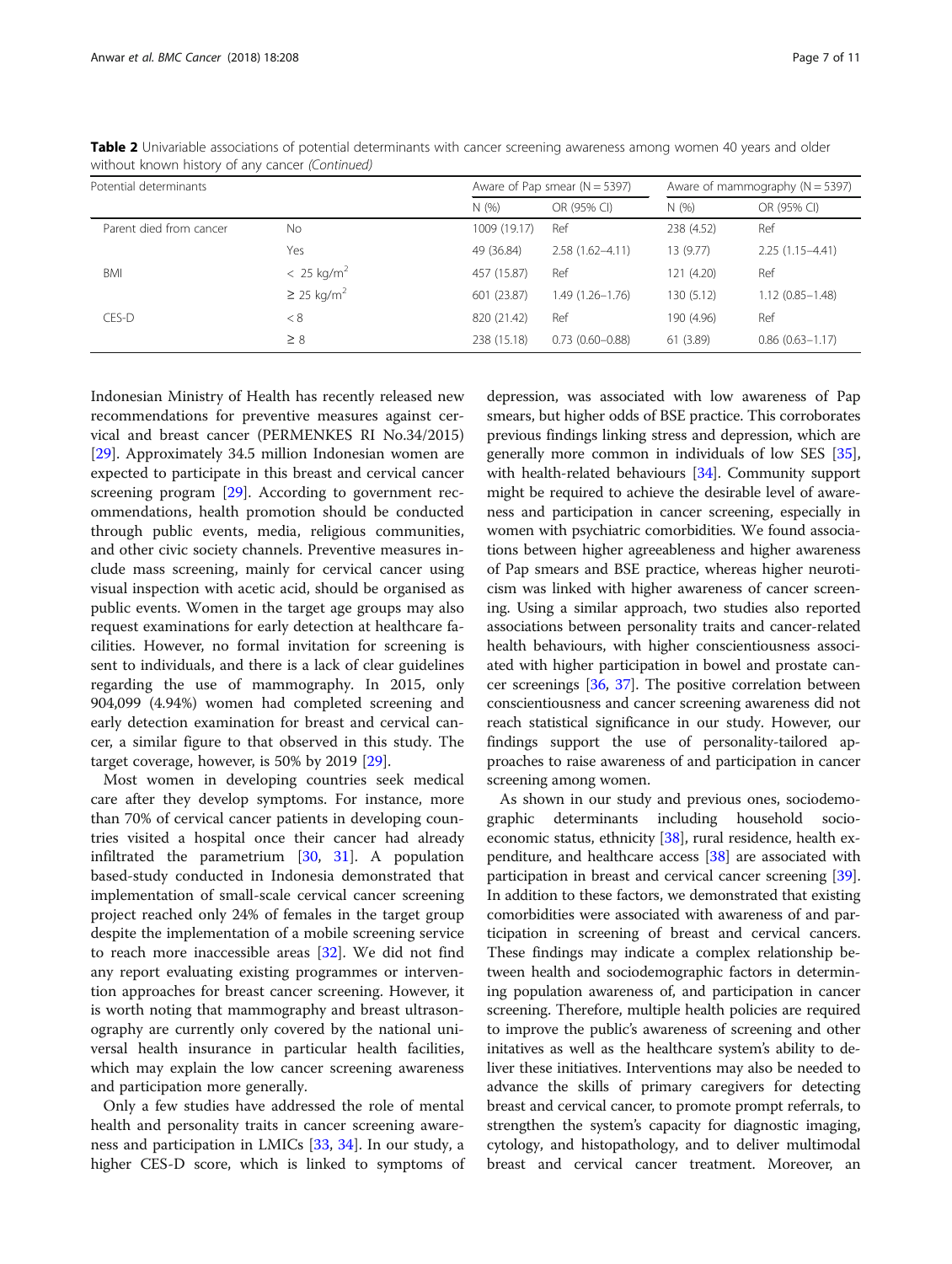**Table 2** Univariable associations of potential determinants with cancer screening awareness among women 40 years and older without known history of any cancer *(Continued)*

| Potential determinants | | Aware of Pap smear (N = 5397) | | Aware of mammography (N = 5397) | |
|---|---|---|---|---|---|
| | | N (%) | OR (95% CI) | N (%) | OR (95% CI) |
| Parent died from cancer | No | 1009 (19.17) | Ref | 238 (4.52) | Ref |
| | Yes | 49 (36.84) | 2.58 (1.62–4.11) | 13 (9.77) | 2.25 (1.15–4.41) |
| BMI | < 25 kg/m$^2$ | 457 (15.87) | Ref | 121 (4.20) | Ref |
| | ≥ 25 kg/m$^2$ | 601 (23.87) | 1.49 (1.26–1.76) | 130 (5.12) | 1.12 (0.85–1.48) |
| CES-D | < 8 | 820 (21.42) | Ref | 190 (4.96) | Ref |
| | ≥ 8 | 238 (15.18) | 0.73 (0.60–0.88) | 61 (3.89) | 0.86 (0.63–1.17) |

Indonesian Ministry of Health has recently released new recommendations for preventive measures against cervical and breast cancer (PERMENKES RI No.34/2015) [29]. Approximately 34.5 million Indonesian women are expected to participate in this breast and cervical cancer screening program [29]. According to government recommendations, health promotion should be conducted through public events, media, religious communities, and other civic society channels. Preventive measures include mass screening, mainly for cervical cancer using visual inspection with acetic acid, should be organised as public events. Women in the target age groups may also request examinations for early detection at healthcare facilities. However, no formal invitation for screening is sent to individuals, and there is a lack of clear guidelines regarding the use of mammography. In 2015, only 904,099 (4.94%) women had completed screening and early detection examination for breast and cervical cancer, a similar figure to that observed in this study. The target coverage, however, is 50% by 2019 [29].

Most women in developing countries seek medical care after they develop symptoms. For instance, more than 70% of cervical cancer patients in developing countries visited a hospital once their cancer had already infiltrated the parametrium [30, 31]. A population based-study conducted in Indonesia demonstrated that implementation of small-scale cervical cancer screening project reached only 24% of females in the target group despite the implementation of a mobile screening service to reach more inaccessible areas [32]. We did not find any report evaluating existing programmes or intervention approaches for breast cancer screening. However, it is worth noting that mammography and breast ultrasonography are currently only covered by the national universal health insurance in particular health facilities, which may explain the low cancer screening awareness and participation more generally.

Only a few studies have addressed the role of mental health and personality traits in cancer screening awareness and participation in LMICs [33, 34]. In our study, a higher CES-D score, which is linked to symptoms of depression, was associated with low awareness of Pap smears, but higher odds of BSE practice. This corroborates previous findings linking stress and depression, which are generally more common in individuals of low SES [35], with health-related behaviours [34]. Community support might be required to achieve the desirable level of awareness and participation in cancer screening, especially in women with psychiatric comorbidities. We found associations between higher agreeableness and higher awareness of Pap smears and BSE practice, whereas higher neuroticism was linked with higher awareness of cancer screening. Using a similar approach, two studies also reported associations between personality traits and cancer-related health behaviours, with higher conscientiousness associated with higher participation in bowel and prostate cancer screenings [36, 37]. The positive correlation between conscientiousness and cancer screening awareness did not reach statistical significance in our study. However, our findings support the use of personality-tailored approaches to raise awareness of and participation in cancer screening among women.

As shown in our study and previous ones, sociodemographic determinants including household socioeconomic status, ethnicity [38], rural residence, health expenditure, and healthcare access [38] are associated with participation in breast and cervical cancer screening [39]. In addition to these factors, we demonstrated that existing comorbidities were associated with awareness of and participation in screening of breast and cervical cancers. These findings may indicate a complex relationship between health and sociodemographic factors in determining population awareness of, and participation in cancer screening. Therefore, multiple health policies are required to improve the public's awareness of screening and other initatives as well as the healthcare system's ability to deliver these initiatives. Interventions may also be needed to advance the skills of primary caregivers for detecting breast and cervical cancer, to promote prompt referrals, to strengthen the system's capacity for diagnostic imaging, cytology, and histopathology, and to deliver multimodal breast and cervical cancer treatment. Moreover, an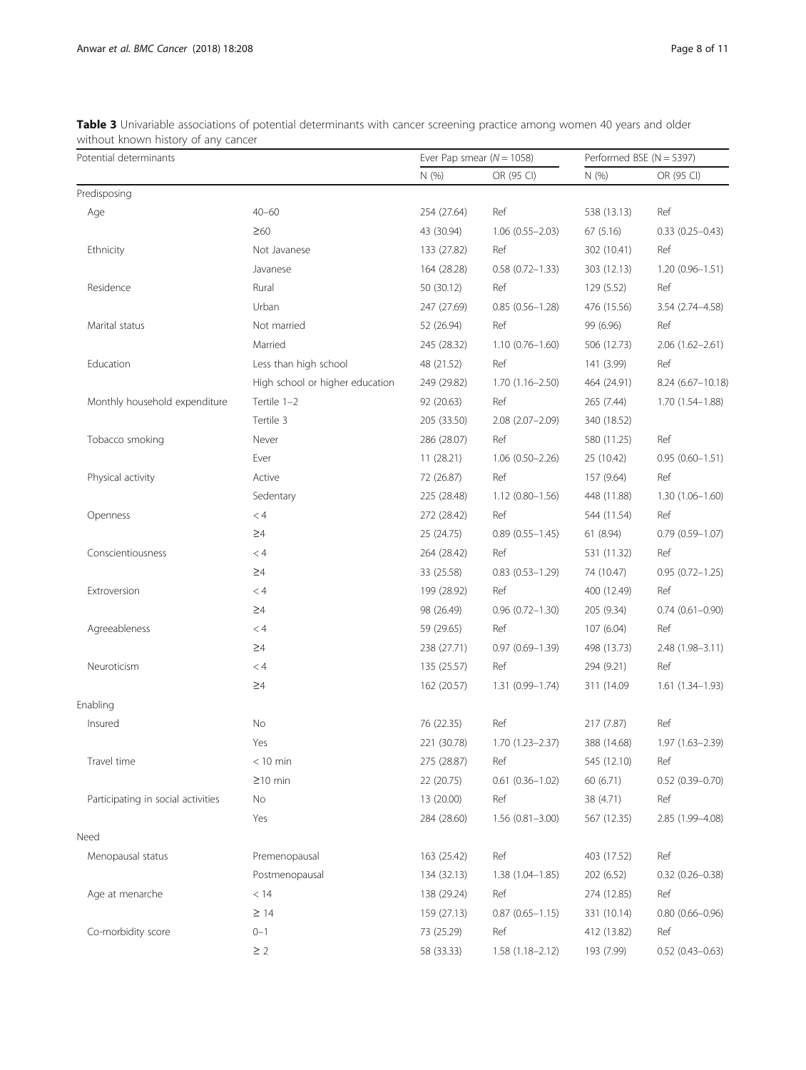**Table 3** Univariable associations of potential determinants with cancer screening practice among women 40 years and older without known history of any cancer

| Potential determinants | | Ever Pap smear (*N* = 1058) | | Performed BSE (N = 5397) | |
|---|---|---|---|---|---|
| | | N (%) | OR (95 CI) | N (%) | OR (95 CI) |
| Predisposing | | | | | |
| Age | 40–60 | 254 (27.64) | Ref | 538 (13.13) | Ref |
| | ≥60 | 43 (30.94) | 1.06 (0.55–2.03) | 67 (5.16) | 0.33 (0.25–0.43) |
| Ethnicity | Not Javanese | 133 (27.82) | Ref | 302 (10.41) | Ref |
| | Javanese | 164 (28.28) | 0.58 (0.72–1.33) | 303 (12.13) | 1.20 (0.96–1.51) |
| Residence | Rural | 50 (30.12) | Ref | 129 (5.52) | Ref |
| | Urban | 247 (27.69) | 0.85 (0.56–1.28) | 476 (15.56) | 3.54 (2.74–4.58) |
| Marital status | Not married | 52 (26.94) | Ref | 99 (6.96) | Ref |
| | Married | 245 (28.32) | 1.10 (0.76–1.60) | 506 (12.73) | 2.06 (1.62–2.61) |
| Education | Less than high school | 48 (21.52) | Ref | 141 (3.99) | Ref |
| | High school or higher education | 249 (29.82) | 1.70 (1.16–2.50) | 464 (24.91) | 8.24 (6.67–10.18) |
| Monthly household expenditure | Tertile 1–2 | 92 (20.63) | Ref | 265 (7.44) | 1.70 (1.54–1.88) |
| | Tertile 3 | 205 (33.50) | 2.08 (2.07–2.09) | 340 (18.52) | |
| Tobacco smoking | Never | 286 (28.07) | Ref | 580 (11.25) | Ref |
| | Ever | 11 (28.21) | 1.06 (0.50–2.26) | 25 (10.42) | 0.95 (0.60–1.51) |
| Physical activity | Active | 72 (26.87) | Ref | 157 (9.64) | Ref |
| | Sedentary | 225 (28.48) | 1.12 (0.80–1.56) | 448 (11.88) | 1.30 (1.06–1.60) |
| Openness | < 4 | 272 (28.42) | Ref | 544 (11.54) | Ref |
| | ≥4 | 25 (24.75) | 0.89 (0.55–1.45) | 61 (8.94) | 0.79 (0.59–1.07) |
| Conscientiousness | < 4 | 264 (28.42) | Ref | 531 (11.32) | Ref |
| | ≥4 | 33 (25.58) | 0.83 (0.53–1.29) | 74 (10.47) | 0.95 (0.72–1.25) |
| Extroversion | < 4 | 199 (28.92) | Ref | 400 (12.49) | Ref |
| | ≥4 | 98 (26.49) | 0.96 (0.72–1.30) | 205 (9.34) | 0.74 (0.61–0.90) |
| Agreeableness | < 4 | 59 (29.65) | Ref | 107 (6.04) | Ref |
| | ≥4 | 238 (27.71) | 0.97 (0.69–1.39) | 498 (13.73) | 2.48 (1.98–3.11) |
| Neuroticism | < 4 | 135 (25.57) | Ref | 294 (9.21) | Ref |
| | ≥4 | 162 (20.57) | 1.31 (0.99–1.74) | 311 (14.09 | 1.61 (1.34–1.93) |
| Enabling | | | | | |
| Insured | No | 76 (22.35) | Ref | 217 (7.87) | Ref |
| | Yes | 221 (30.78) | 1.70 (1.23–2.37) | 388 (14.68) | 1.97 (1.63–2.39) |
| Travel time | < 10 min | 275 (28.87) | Ref | 545 (12.10) | Ref |
| | ≥10 min | 22 (20.75) | 0.61 (0.36–1.02) | 60 (6.71) | 0.52 (0.39–0.70) |
| Participating in social activities | No | 13 (20.00) | Ref | 38 (4.71) | Ref |
| | Yes | 284 (28.60) | 1.56 (0.81–3.00) | 567 (12.35) | 2.85 (1.99–4.08) |
| Need | | | | | |
| Menopausal status | Premenopausal | 163 (25.42) | Ref | 403 (17.52) | Ref |
| | Postmenopausal | 134 (32.13) | 1.38 (1.04–1.85) | 202 (6.52) | 0.32 (0.26–0.38) |
| Age at menarche | < 14 | 138 (29.24) | Ref | 274 (12.85) | Ref |
| | ≥ 14 | 159 (27.13) | 0.87 (0.65–1.15) | 331 (10.14) | 0.80 (0.66–0.96) |
| Co-morbidity score | 0–1 | 73 (25.29) | Ref | 412 (13.82) | Ref |
| | ≥ 2 | 58 (33.33) | 1.58 (1.18–2.12) | 193 (7.99) | 0.52 (0.43–0.63) |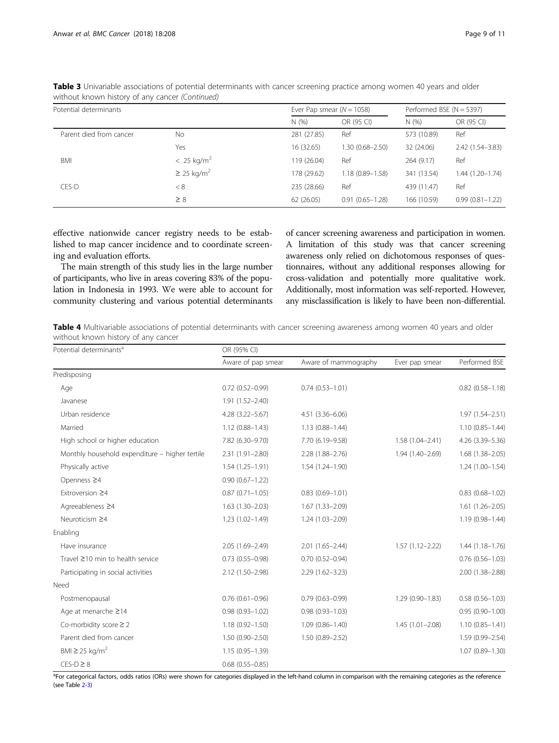**Table 3** Univariable associations of potential determinants with cancer screening practice among women 40 years and older without known history of any cancer *(Continued)*

| Potential determinants | | Ever Pap smear (N = 1058) | | Performed BSE (N = 5397) | |
|---|---|---|---|---|---|
| | | N (%) | OR (95 CI) | N (%) | OR (95 CI) |
| Parent died from cancer | No | 281 (27.85) | Ref | 573 (10.89) | Ref |
| | Yes | 16 (32.65) | 1.30 (0.68–2.50) | 32 (24.06) | 2.42 (1.54–3.83) |
| BMI | $< 25$ kg/m$^2$ | 119 (26.04) | Ref | 264 (9.17) | Ref |
| | $\geq 25$ kg/m$^2$ | 178 (29.62) | 1.18 (0.89–1.58) | 341 (13.54) | 1.44 (1.20–1.74) |
| CES-D | < 8 | 235 (28.66) | Ref | 439 (11.47) | Ref |
| | ≥ 8 | 62 (26.05) | 0.91 (0.65–1.28) | 166 (10.59) | 0.99 (0.81–1.22) |

effective nationwide cancer registry needs to be established to map cancer incidence and to coordinate screening and evaluation efforts.

The main strength of this study lies in the large number of participants, who live in areas covering 83% of the population in Indonesia in 1993. We were able to account for community clustering and various potential determinants of cancer screening awareness and participation in women. A limitation of this study was that cancer screening awareness only relied on dichotomous responses of questionnaires, without any additional responses allowing for cross-validation and potentially more qualitative work. Additionally, most information was self-reported. However, any misclassification is likely to have been non-differential.

**Table 4** Multivariable associations of potential determinants with cancer screening awareness among women 40 years and older without known history of any cancer

| Potential determinants[a] | OR (95% CI) | | | |
|---|---|---|---|---|
| | Aware of pap smear | Aware of mammography | Ever pap smear | Performed BSE |
| Predisposing | | | | |
| Age | 0.72 (0.52–0.99) | 0.74 (0.53–1.01) | | 0.82 (0.58–1.18) |
| Javanese | 1.91 (1.52–2.40) | | | |
| Urban residence | 4.28 (3.22–5.67) | 4.51 (3.36–6.06) | | 1.97 (1.54–2.51) |
| Married | 1.12 (0.88–1.43) | 1.13 (0.88–1.44) | | 1.10 (0.85–1.44) |
| High school or higher education | 7.82 (6.30–9.70) | 7.70 (6.19–9.58) | 1.58 (1.04–2.41) | 4.26 (3.39–5.36) |
| Monthly household expenditure – higher tertile | 2.31 (1.91–2.80) | 2.28 (1.88–2.76) | 1.94 (1.40–2.69) | 1.68 (1.38–2.05) |
| Physically active | 1.54 (1.25–1.91) | 1.54 (1.24–1.90) | | 1.24 (1.00–1.54) |
| Openness ≥4 | 0.90 (0.67–1.22) | | | |
| Extroversion ≥4 | 0.87 (0.71–1.05) | 0.83 (0.69–1.01) | | 0.83 (0.68–1.02) |
| Agreeableness ≥4 | 1.63 (1.30–2.03) | 1.67 (1.33–2.09) | | 1.61 (1.26–2.05) |
| Neuroticism ≥4 | 1.23 (1.02–1.49) | 1.24 (1.03–2.09) | | 1.19 (0.98–1.44) |
| Enabling | | | | |
| Have insurance | 2.05 (1.69–2.49) | 2.01 (1.65–2.44) | 1.57 (1.12–2.22) | 1.44 (1.18–1.76) |
| Travel ≥10 min to health service | 0.73 (0.55–0.98) | 0.70 (0.52–0.94) | | 0.76 (0.56–1.03) |
| Participating in social activities | 2.12 (1.50–2.98) | 2.29 (1.62–3.23) | | 2.00 (1.38–2.88) |
| Need | | | | |
| Postmenopausal | 0.76 (0.61–0.96) | 0.79 (0.63–0.99) | 1.29 (0.90–1.83) | 0.58 (0.56–1.03) |
| Age at menarche ≥14 | 0.98 (0.93–1.02) | 0.98 (0.93–1.03) | | 0.95 (0.90–1.00) |
| Co-morbidity score ≥ 2 | 1.18 (0.92–1.50) | 1.09 (0.86–1.40) | 1.45 (1.01–2.08) | 1.10 (0.85–1.41) |
| Parent died from cancer | 1.50 (0.90–2.50) | 1.50 (0.89–2.52) | | 1.59 (0.99–2.54) |
| BMI ≥ 25 kg/m$^2$ | 1.15 (0.95–1.39) | | | 1.07 (0.89–1.30) |
| CES-D ≥ 8 | 0.68 (0.55–0.85) | | | |

[a]For categorical factors, odds ratios (ORs) were shown for categories displayed in the left-hand column in comparison with the remaining categories as the reference (see Table 2-3)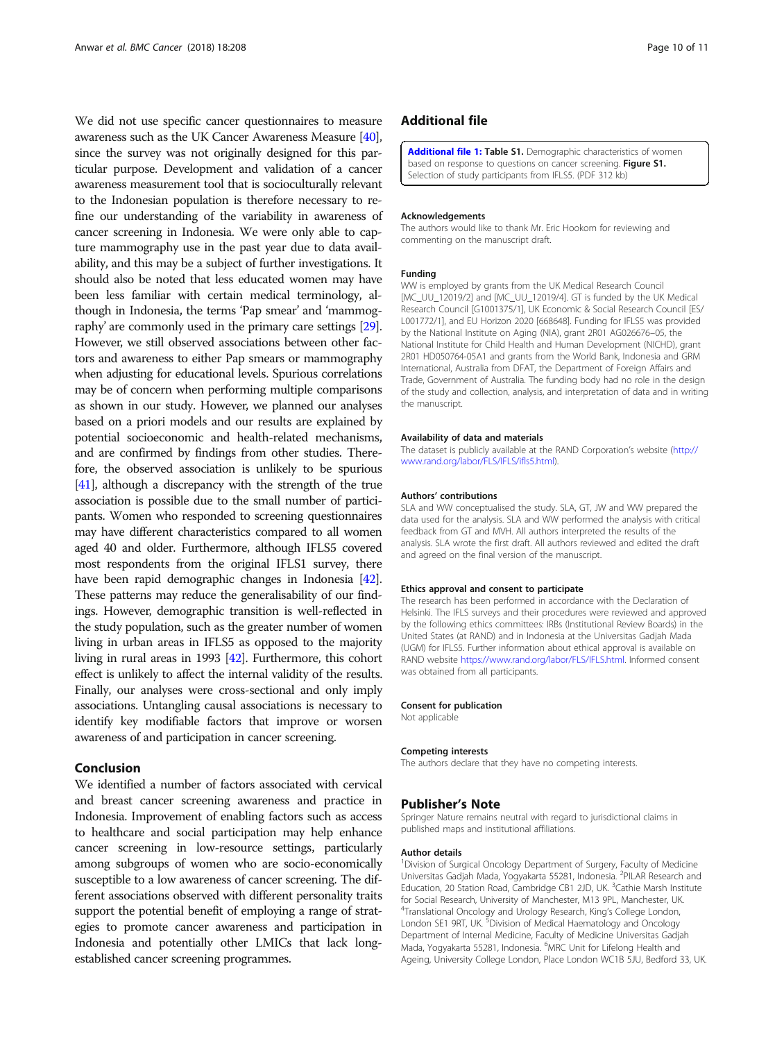We did not use specific cancer questionnaires to measure awareness such as the UK Cancer Awareness Measure [40], since the survey was not originally designed for this particular purpose. Development and validation of a cancer awareness measurement tool that is socioculturally relevant to the Indonesian population is therefore necessary to refine our understanding of the variability in awareness of cancer screening in Indonesia. We were only able to capture mammography use in the past year due to data availability, and this may be a subject of further investigations. It should also be noted that less educated women may have been less familiar with certain medical terminology, although in Indonesia, the terms 'Pap smear' and 'mammography' are commonly used in the primary care settings [29]. However, we still observed associations between other factors and awareness to either Pap smears or mammography when adjusting for educational levels. Spurious correlations may be of concern when performing multiple comparisons as shown in our study. However, we planned our analyses based on a priori models and our results are explained by potential socioeconomic and health-related mechanisms, and are confirmed by findings from other studies. Therefore, the observed association is unlikely to be spurious [41], although a discrepancy with the strength of the true association is possible due to the small number of participants. Women who responded to screening questionnaires may have different characteristics compared to all women aged 40 and older. Furthermore, although IFLS5 covered most respondents from the original IFLS1 survey, there have been rapid demographic changes in Indonesia [42]. These patterns may reduce the generalisability of our findings. However, demographic transition is well-reflected in the study population, such as the greater number of women living in urban areas in IFLS5 as opposed to the majority living in rural areas in 1993 [42]. Furthermore, this cohort effect is unlikely to affect the internal validity of the results. Finally, our analyses were cross-sectional and only imply associations. Untangling causal associations is necessary to identify key modifiable factors that improve or worsen awareness of and participation in cancer screening.

## Conclusion

We identified a number of factors associated with cervical and breast cancer screening awareness and practice in Indonesia. Improvement of enabling factors such as access to healthcare and social participation may help enhance cancer screening in low-resource settings, particularly among subgroups of women who are socio-economically susceptible to a low awareness of cancer screening. The different associations observed with different personality traits support the potential benefit of employing a range of strategies to promote cancer awareness and participation in Indonesia and potentially other LMICs that lack long-established cancer screening programmes.

## Additional file

**Additional file 1: Table S1.** Demographic characteristics of women based on response to questions on cancer screening. **Figure S1.** Selection of study participants from IFLS5. (PDF 312 kb)

#### Acknowledgements

The authors would like to thank Mr. Eric Hookom for reviewing and commenting on the manuscript draft.

#### Funding

WW is employed by grants from the UK Medical Research Council [MC_UU_12019/2] and [MC_UU_12019/4]. GT is funded by the UK Medical Research Council [G1001375/1], UK Economic & Social Research Council [ES/L001772/1], and EU Horizon 2020 [668648]. Funding for IFLS5 was provided by the National Institute on Aging (NIA), grant 2R01 AG026676–05, the National Institute for Child Health and Human Development (NICHD), grant 2R01 HD050764-05A1 and grants from the World Bank, Indonesia and GRM International, Australia from DFAT, the Department of Foreign Affairs and Trade, Government of Australia. The funding body had no role in the design of the study and collection, analysis, and interpretation of data and in writing the manuscript.

#### Availability of data and materials

The dataset is publicly available at the RAND Corporation's website (http://www.rand.org/labor/FLS/IFLS/ifls5.html).

#### Authors' contributions

SLA and WW conceptualised the study. SLA, GT, JW and WW prepared the data used for the analysis. SLA and WW performed the analysis with critical feedback from GT and MVH. All authors interpreted the results of the analysis. SLA wrote the first draft. All authors reviewed and edited the draft and agreed on the final version of the manuscript.

#### Ethics approval and consent to participate

The research has been performed in accordance with the Declaration of Helsinki. The IFLS surveys and their procedures were reviewed and approved by the following ethics committees: IRBs (Institutional Review Boards) in the United States (at RAND) and in Indonesia at the Universitas Gadjah Mada (UGM) for IFLS5. Further information about ethical approval is available on RAND website https://www.rand.org/labor/FLS/IFLS.html. Informed consent was obtained from all participants.

#### Consent for publication

Not applicable

#### Competing interests

The authors declare that they have no competing interests.

## Publisher's Note

Springer Nature remains neutral with regard to jurisdictional claims in published maps and institutional affiliations.

#### Author details

[1]Division of Surgical Oncology Department of Surgery, Faculty of Medicine Universitas Gadjah Mada, Yogyakarta 55281, Indonesia. [2]PILAR Research and Education, 20 Station Road, Cambridge CB1 2JD, UK. [3]Cathie Marsh Institute for Social Research, University of Manchester, M13 9PL, Manchester, UK. [4]Translational Oncology and Urology Research, King's College London, London SE1 9RT, UK. [5]Division of Medical Haematology and Oncology Department of Internal Medicine, Faculty of Medicine Universitas Gadjah Mada, Yogyakarta 55281, Indonesia. [6]MRC Unit for Lifelong Health and Ageing, University College London, Place London WC1B 5JU, Bedford 33, UK.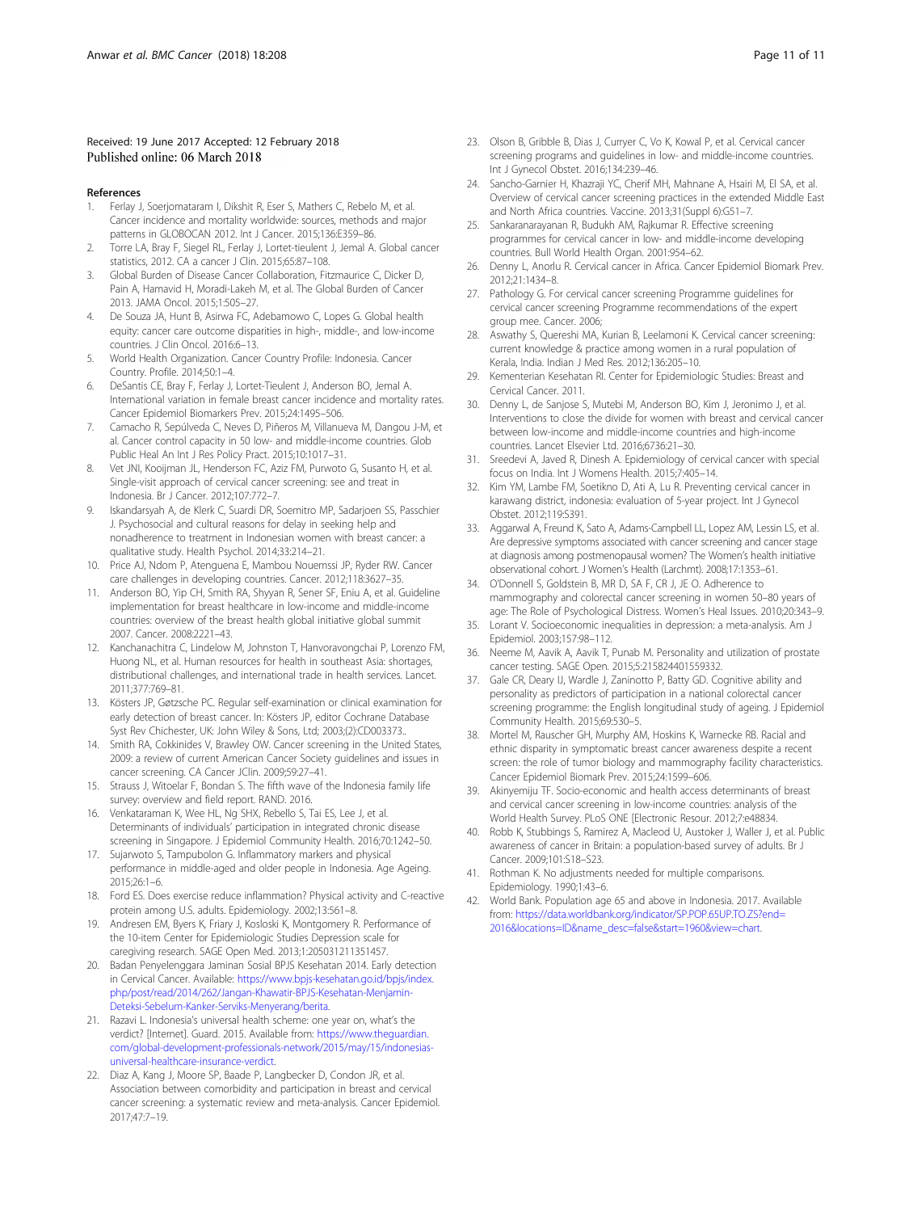Received: 19 June 2017 Accepted: 12 February 2018
Published online: 06 March 2018

## References

1. Ferlay J, Soerjomataram I, Dikshit R, Eser S, Mathers C, Rebelo M, et al. Cancer incidence and mortality worldwide: sources, methods and major patterns in GLOBOCAN 2012. Int J Cancer. 2015;136:E359–86.
2. Torre LA, Bray F, Siegel RL, Ferlay J, Lortet-tieulent J, Jemal A. Global cancer statistics, 2012. CA a cancer J Clin. 2015;65:87–108.
3. Global Burden of Disease Cancer Collaboration, Fitzmaurice C, Dicker D, Pain A, Hamavid H, Moradi-Lakeh M, et al. The Global Burden of Cancer 2013. JAMA Oncol. 2015;1:505–27.
4. De Souza JA, Hunt B, Asirwa FC, Adebamowo C, Lopes G. Global health equity: cancer care outcome disparities in high-, middle-, and low-income countries. J Clin Oncol. 2016:6–13.
5. World Health Organization. Cancer Country Profile: Indonesia. Cancer Country. Profile. 2014;50:1–4.
6. DeSantis CE, Bray F, Ferlay J, Lortet-Tieulent J, Anderson BO, Jemal A. International variation in female breast cancer incidence and mortality rates. Cancer Epidemiol Biomarkers Prev. 2015;24:1495–506.
7. Camacho R, Sepúlveda C, Neves D, Piñeros M, Villanueva M, Dangou J-M, et al. Cancer control capacity in 50 low- and middle-income countries. Glob Public Heal An Int J Res Policy Pract. 2015;10:1017–31.
8. Vet JNI, Kooijman JL, Henderson FC, Aziz FM, Purwoto G, Susanto H, et al. Single-visit approach of cervical cancer screening: see and treat in Indonesia. Br J Cancer. 2012;107:772–7.
9. Iskandarsyah A, de Klerk C, Suardi DR, Soemitro MP, Sadarjoen SS, Passchier J. Psychosocial and cultural reasons for delay in seeking help and nonadherence to treatment in Indonesian women with breast cancer: a qualitative study. Health Psychol. 2014;33:214–21.
10. Price AJ, Ndom P, Atenguena E, Mambou Nouemssi JP, Ryder RW. Cancer care challenges in developing countries. Cancer. 2012;118:3627–35.
11. Anderson BO, Yip CH, Smith RA, Shyyan R, Sener SF, Eniu A, et al. Guideline implementation for breast healthcare in low-income and middle-income countries: overview of the breast health global initiative global summit 2007. Cancer. 2008:2221–43.
12. Kanchanachitra C, Lindelow M, Johnston T, Hanvoravongchai P, Lorenzo FM, Huong NL, et al. Human resources for health in southeast Asia: shortages, distributional challenges, and international trade in health services. Lancet. 2011;377:769–81.
13. Kösters JP, Gøtzsche PC. Regular self-examination or clinical examination for early detection of breast cancer. In: Kösters JP, editor Cochrane Database Syst Rev Chichester, UK: John Wiley & Sons, Ltd; 2003;(2):CD003373..
14. Smith RA, Cokkinides V, Brawley OW. Cancer screening in the United States, 2009: a review of current American Cancer Society guidelines and issues in cancer screening. CA Cancer JClin. 2009;59:27–41.
15. Strauss J, Witoelar F, Bondan S. The fifth wave of the Indonesia family life survey: overview and field report. RAND. 2016.
16. Venkataraman K, Wee HL, Ng SHX, Rebello S, Tai ES, Lee J, et al. Determinants of individuals' participation in integrated chronic disease screening in Singapore. J Epidemiol Community Health. 2016;70:1242–50.
17. Sujarwoto S, Tampubolon G. Inflammatory markers and physical performance in middle-aged and older people in Indonesia. Age Ageing. 2015;26:1–6.
18. Ford ES. Does exercise reduce inflammation? Physical activity and C-reactive protein among U.S. adults. Epidemiology. 2002;13:561–8.
19. Andresen EM, Byers K, Friary J, Kosloski K, Montgomery R. Performance of the 10-item Center for Epidemiologic Studies Depression scale for caregiving research. SAGE Open Med. 2013;1:205031211351457.
20. Badan Penyelenggara Jaminan Sosial BPJS Kesehatan 2014. Early detection in Cervical Cancer. Available: https://www.bpjs-kesehatan.go.id/bpjs/index.php/post/read/2014/262/Jangan-Khawatir-BPJS-Kesehatan-Menjamin-Deteksi-Sebelum-Kanker-Serviks-Menyerang/berita.
21. Razavi L. Indonesia's universal health scheme: one year on, what's the verdict? [Internet]. Guard. 2015. Available from: https://www.theguardian.com/global-development-professionals-network/2015/may/15/indonesias-universal-healthcare-insurance-verdict.
22. Diaz A, Kang J, Moore SP, Baade P, Langbecker D, Condon JR, et al. Association between comorbidity and participation in breast and cervical cancer screening: a systematic review and meta-analysis. Cancer Epidemiol. 2017;47:7–19.
23. Olson B, Gribble B, Dias J, Curryer C, Vo K, Kowal P, et al. Cervical cancer screening programs and guidelines in low- and middle-income countries. Int J Gynecol Obstet. 2016;134:239–46.
24. Sancho-Garnier H, Khazraji YC, Cherif MH, Mahnane A, Hsairi M, El SA, et al. Overview of cervical cancer screening practices in the extended Middle East and North Africa countries. Vaccine. 2013;31(Suppl 6):G51–7.
25. Sankaranarayanan R, Budukh AM, Rajkumar R. Effective screening programmes for cervical cancer in low- and middle-income developing countries. Bull World Health Organ. 2001:954–62.
26. Denny L, Anorlu R. Cervical cancer in Africa. Cancer Epidemiol Biomark Prev. 2012;21:1434–8.
27. Pathology G. For cervical cancer screening Programme guidelines for cervical cancer screening Programme recommendations of the expert group mee. Cancer. 2006;
28. Aswathy S, Quereshi MA, Kurian B, Leelamoni K. Cervical cancer screening: current knowledge & practice among women in a rural population of Kerala, India. Indian J Med Res. 2012;136:205–10.
29. Kementerian Kesehatan RI. Center for Epidemiologic Studies: Breast and Cervical Cancer. 2011.
30. Denny L, de Sanjose S, Mutebi M, Anderson BO, Kim J, Jeronimo J, et al. Interventions to close the divide for women with breast and cervical cancer between low-income and middle-income countries and high-income countries. Lancet Elsevier Ltd. 2016;6736:21–30.
31. Sreedevi A, Javed R, Dinesh A. Epidemiology of cervical cancer with special focus on India. Int J Womens Health. 2015;7:405–14.
32. Kim YM, Lambe FM, Soetikno D, Ati A, Lu R. Preventing cervical cancer in karawang district, indonesia: evaluation of 5-year project. Int J Gynecol Obstet. 2012;119:S391.
33. Aggarwal A, Freund K, Sato A, Adams-Campbell LL, Lopez AM, Lessin LS, et al. Are depressive symptoms associated with cancer screening and cancer stage at diagnosis among postmenopausal women? The Women's health initiative observational cohort. J Women's Health (Larchmt). 2008;17:1353–61.
34. O'Donnell S, Goldstein B, MR D, SA F, CR J, JE O. Adherence to mammography and colorectal cancer screening in women 50–80 years of age: The Role of Psychological Distress. Women's Heal Issues. 2010;20:343–9.
35. Lorant V. Socioeconomic inequalities in depression: a meta-analysis. Am J Epidemiol. 2003;157:98–112.
36. Neeme M, Aavik A, Aavik T, Punab M. Personality and utilization of prostate cancer testing. SAGE Open. 2015;5:215824401559332.
37. Gale CR, Deary IJ, Wardle J, Zaninotto P, Batty GD. Cognitive ability and personality as predictors of participation in a national colorectal cancer screening programme: the English longitudinal study of ageing. J Epidemiol Community Health. 2015;69:530–5.
38. Mortel M, Rauscher GH, Murphy AM, Hoskins K, Warnecke RB. Racial and ethnic disparity in symptomatic breast cancer awareness despite a recent screen: the role of tumor biology and mammography facility characteristics. Cancer Epidemiol Biomark Prev. 2015;24:1599–606.
39. Akinyemiju TF. Socio-economic and health access determinants of breast and cervical cancer screening in low-income countries: analysis of the World Health Survey. PLoS ONE [Electronic Resour. 2012;7:e48834.
40. Robb K, Stubbings S, Ramirez A, Macleod U, Austoker J, Waller J, et al. Public awareness of cancer in Britain: a population-based survey of adults. Br J Cancer. 2009;101:S18–S23.
41. Rothman K. No adjustments needed for multiple comparisons. Epidemiology. 1990;1:43–6.
42. World Bank. Population age 65 and above in Indonesia. 2017. Available from: https://data.worldbank.org/indicator/SP.POP.65UP.TO.ZS?end=2016&locations=ID&name_desc=false&start=1960&view=chart.